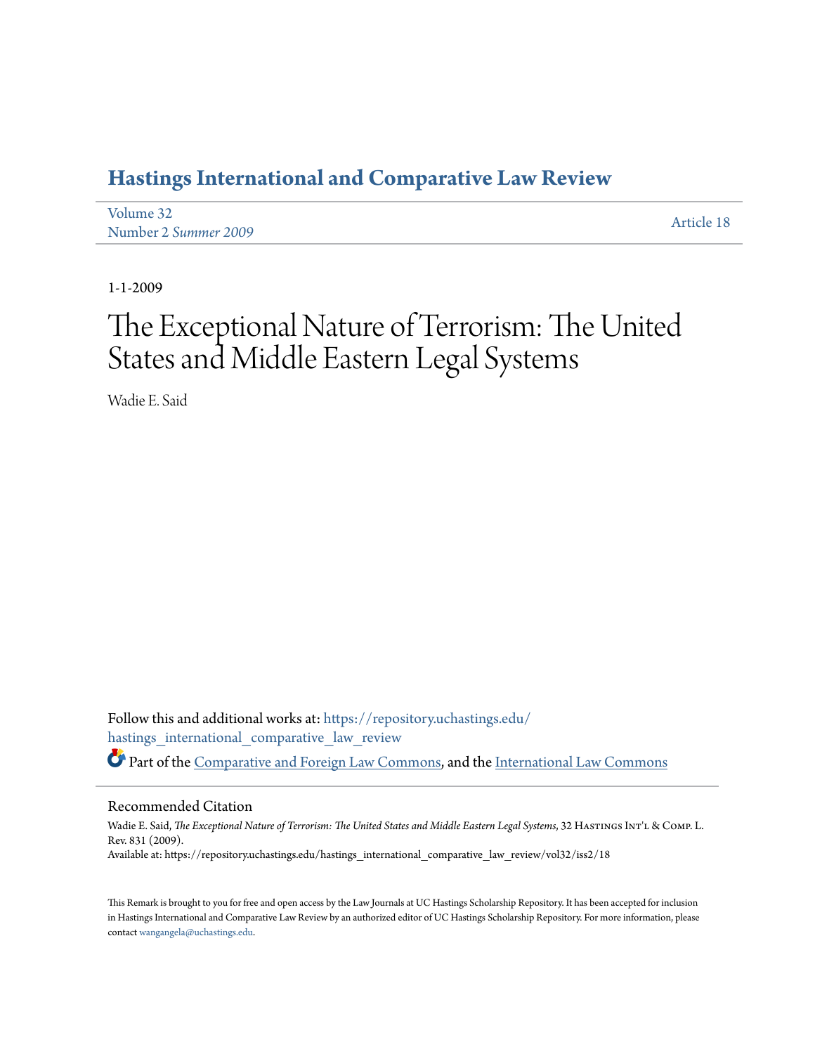# Hastings International and Comparative Law Review

Volume 32
Number 2 *Summer 2009*

Article 18

1-1-2009

# The Exceptional Nature of Terrorism: The United States and Middle Eastern Legal Systems

Wadie E. Said

Follow this and additional works at: https://repository.uchastings.edu/hastings_international_comparative_law_review

Part of the Comparative and Foreign Law Commons, and the International Law Commons

## Recommended Citation

Wadie E. Said, *The Exceptional Nature of Terrorism: The United States and Middle Eastern Legal Systems*, 32 Hastings Int'l & Comp. L. Rev. 831 (2009).
Available at: https://repository.uchastings.edu/hastings_international_comparative_law_review/vol32/iss2/18

This Remark is brought to you for free and open access by the Law Journals at UC Hastings Scholarship Repository. It has been accepted for inclusion in Hastings International and Comparative Law Review by an authorized editor of UC Hastings Scholarship Repository. For more information, please contact wangangela@uchastings.edu.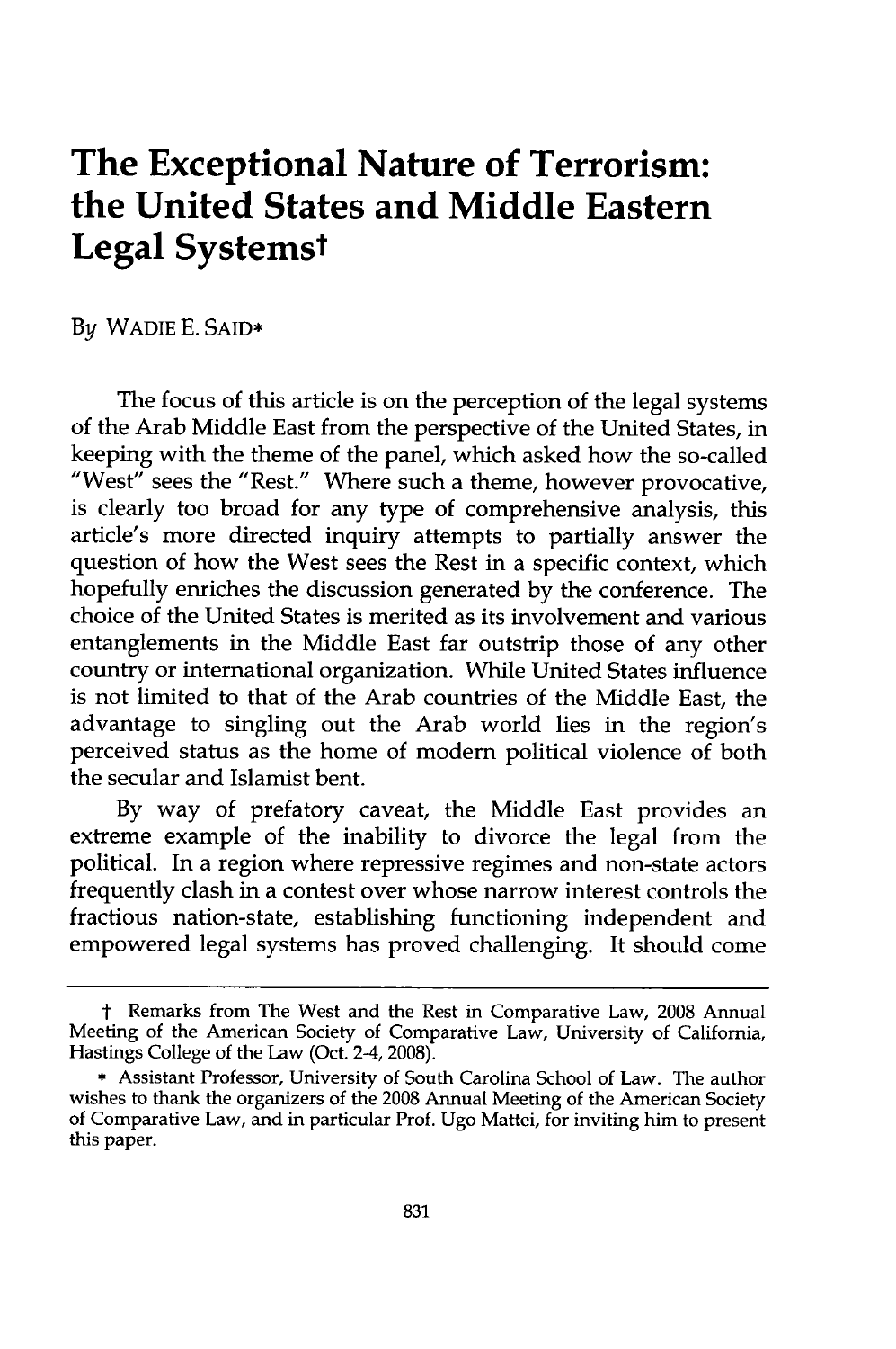# The Exceptional Nature of Terrorism: the United States and Middle Eastern Legal Systems†

By WADIE E. SAID*

The focus of this article is on the perception of the legal systems of the Arab Middle East from the perspective of the United States, in keeping with the theme of the panel, which asked how the so-called "West" sees the "Rest." Where such a theme, however provocative, is clearly too broad for any type of comprehensive analysis, this article's more directed inquiry attempts to partially answer the question of how the West sees the Rest in a specific context, which hopefully enriches the discussion generated by the conference. The choice of the United States is merited as its involvement and various entanglements in the Middle East far outstrip those of any other country or international organization. While United States influence is not limited to that of the Arab countries of the Middle East, the advantage to singling out the Arab world lies in the region's perceived status as the home of modern political violence of both the secular and Islamist bent.

By way of prefatory caveat, the Middle East provides an extreme example of the inability to divorce the legal from the political. In a region where repressive regimes and non-state actors frequently clash in a contest over whose narrow interest controls the fractious nation-state, establishing functioning independent and empowered legal systems has proved challenging. It should come

---

† Remarks from The West and the Rest in Comparative Law, 2008 Annual Meeting of the American Society of Comparative Law, University of California, Hastings College of the Law (Oct. 2-4, 2008).

\* Assistant Professor, University of South Carolina School of Law. The author wishes to thank the organizers of the 2008 Annual Meeting of the American Society of Comparative Law, and in particular Prof. Ugo Mattei, for inviting him to present this paper.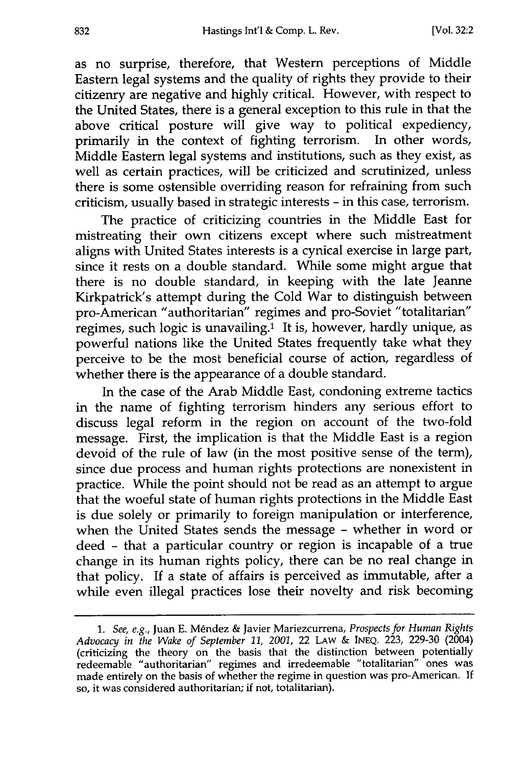as no surprise, therefore, that Western perceptions of Middle Eastern legal systems and the quality of rights they provide to their citizenry are negative and highly critical. However, with respect to the United States, there is a general exception to this rule in that the above critical posture will give way to political expediency, primarily in the context of fighting terrorism. In other words, Middle Eastern legal systems and institutions, such as they exist, as well as certain practices, will be criticized and scrutinized, unless there is some ostensible overriding reason for refraining from such criticism, usually based in strategic interests - in this case, terrorism.

The practice of criticizing countries in the Middle East for mistreating their own citizens except where such mistreatment aligns with United States interests is a cynical exercise in large part, since it rests on a double standard. While some might argue that there is no double standard, in keeping with the late Jeanne Kirkpatrick's attempt during the Cold War to distinguish between pro-American "authoritarian" regimes and pro-Soviet "totalitarian" regimes, such logic is unavailing.[1] It is, however, hardly unique, as powerful nations like the United States frequently take what they perceive to be the most beneficial course of action, regardless of whether there is the appearance of a double standard.

In the case of the Arab Middle East, condoning extreme tactics in the name of fighting terrorism hinders any serious effort to discuss legal reform in the region on account of the two-fold message. First, the implication is that the Middle East is a region devoid of the rule of law (in the most positive sense of the term), since due process and human rights protections are nonexistent in practice. While the point should not be read as an attempt to argue that the woeful state of human rights protections in the Middle East is due solely or primarily to foreign manipulation or interference, when the United States sends the message - whether in word or deed - that a particular country or region is incapable of a true change in its human rights policy, there can be no real change in that policy. If a state of affairs is perceived as immutable, after a while even illegal practices lose their novelty and risk becoming

---

1. *See, e.g.*, Juan E. Méndez & Javier Mariezcurrena, *Prospects for Human Rights Advocacy in the Wake of September 11, 2001*, 22 LAW & INEQ. 223, 229-30 (2004) (criticizing the theory on the basis that the distinction between potentially redeemable "authoritarian" regimes and irredeemable "totalitarian" ones was made entirely on the basis of whether the regime in question was pro-American. If so, it was considered authoritarian; if not, totalitarian).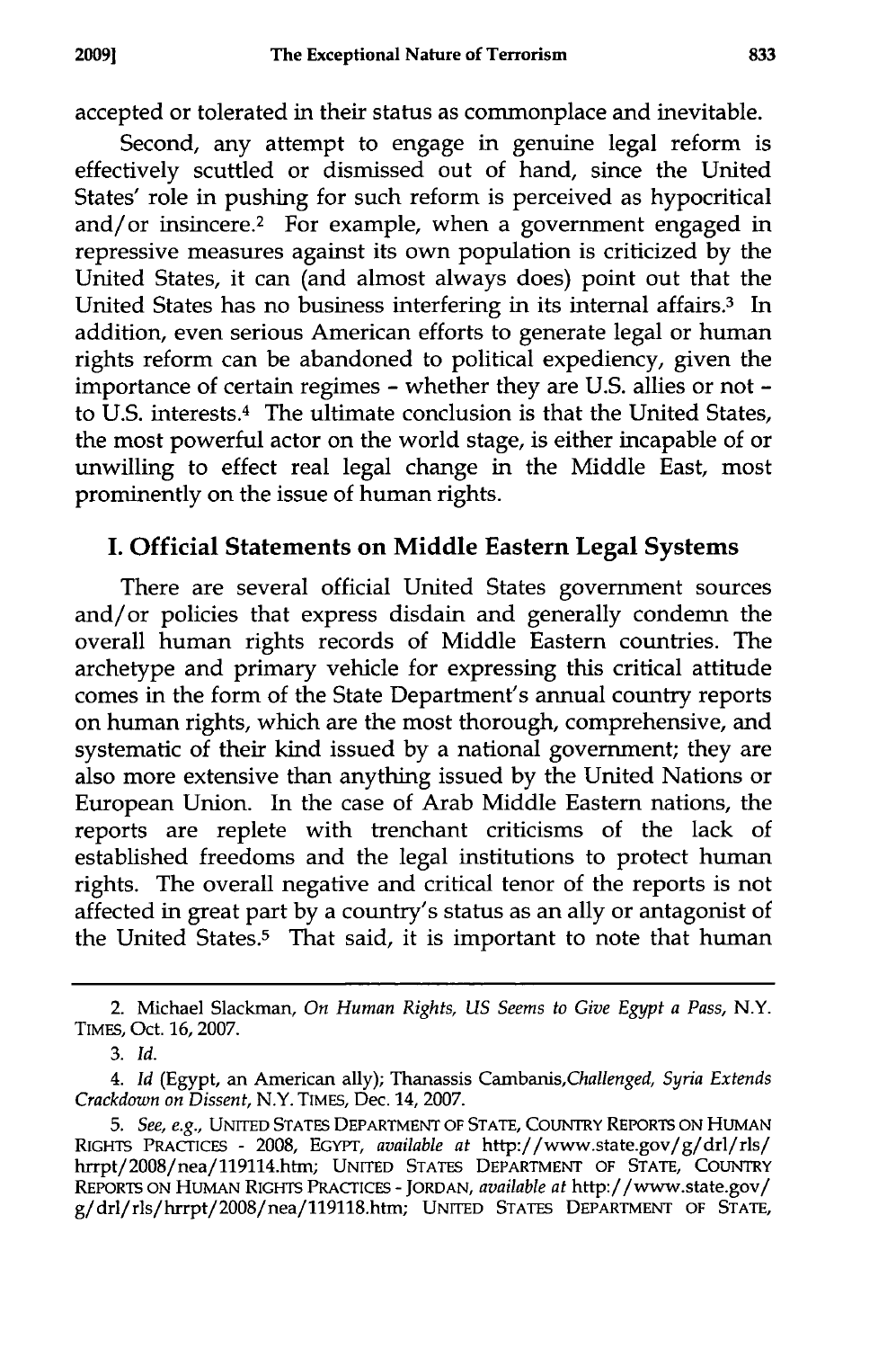accepted or tolerated in their status as commonplace and inevitable.

Second, any attempt to engage in genuine legal reform is effectively scuttled or dismissed out of hand, since the United States' role in pushing for such reform is perceived as hypocritical and/or insincere.[2] For example, when a government engaged in repressive measures against its own population is criticized by the United States, it can (and almost always does) point out that the United States has no business interfering in its internal affairs.[3] In addition, even serious American efforts to generate legal or human rights reform can be abandoned to political expediency, given the importance of certain regimes - whether they are U.S. allies or not - to U.S. interests.[4] The ultimate conclusion is that the United States, the most powerful actor on the world stage, is either incapable of or unwilling to effect real legal change in the Middle East, most prominently on the issue of human rights.

## I. Official Statements on Middle Eastern Legal Systems

There are several official United States government sources and/or policies that express disdain and generally condemn the overall human rights records of Middle Eastern countries. The archetype and primary vehicle for expressing this critical attitude comes in the form of the State Department's annual country reports on human rights, which are the most thorough, comprehensive, and systematic of their kind issued by a national government; they are also more extensive than anything issued by the United Nations or European Union. In the case of Arab Middle Eastern nations, the reports are replete with trenchant criticisms of the lack of established freedoms and the legal institutions to protect human rights. The overall negative and critical tenor of the reports is not affected in great part by a country's status as an ally or antagonist of the United States.[5] That said, it is important to note that human

---

2. Michael Slackman, *On Human Rights, US Seems to Give Egypt a Pass*, N.Y. TIMES, Oct. 16, 2007.

3. *Id.*

4. *Id* (Egypt, an American ally); Thanassis Cambanis,*Challenged, Syria Extends Crackdown on Dissent*, N.Y. TIMES, Dec. 14, 2007.

5. *See, e.g.*, UNITED STATES DEPARTMENT OF STATE, COUNTRY REPORTS ON HUMAN RIGHTS PRACTICES - 2008, EGYPT, *available at* http://www.state.gov/g/drl/rls/hrrpt/2008/nea/119114.htm; UNITED STATES DEPARTMENT OF STATE, COUNTRY REPORTS ON HUMAN RIGHTS PRACTICES - JORDAN, *available at* http://www.state.gov/g/drl/rls/hrrpt/2008/nea/119118.htm; UNITED STATES DEPARTMENT OF STATE,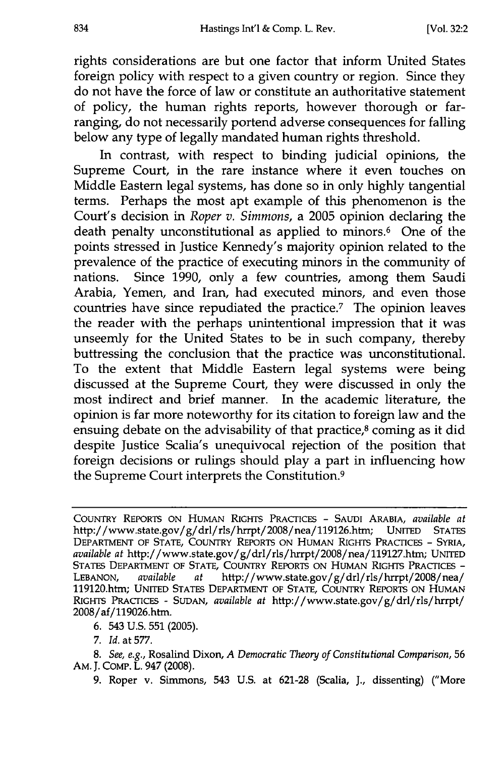rights considerations are but one factor that inform United States foreign policy with respect to a given country or region. Since they do not have the force of law or constitute an authoritative statement of policy, the human rights reports, however thorough or far-ranging, do not necessarily portend adverse consequences for falling below any type of legally mandated human rights threshold.

In contrast, with respect to binding judicial opinions, the Supreme Court, in the rare instance where it even touches on Middle Eastern legal systems, has done so in only highly tangential terms. Perhaps the most apt example of this phenomenon is the Court's decision in *Roper v. Simmons*, a 2005 opinion declaring the death penalty unconstitutional as applied to minors.[6] One of the points stressed in Justice Kennedy's majority opinion related to the prevalence of the practice of executing minors in the community of nations. Since 1990, only a few countries, among them Saudi Arabia, Yemen, and Iran, had executed minors, and even those countries have since repudiated the practice.[7] The opinion leaves the reader with the perhaps unintentional impression that it was unseemly for the United States to be in such company, thereby buttressing the conclusion that the practice was unconstitutional. To the extent that Middle Eastern legal systems were being discussed at the Supreme Court, they were discussed in only the most indirect and brief manner. In the academic literature, the opinion is far more noteworthy for its citation to foreign law and the ensuing debate on the advisability of that practice,[8] coming as it did despite Justice Scalia's unequivocal rejection of the position that foreign decisions or rulings should play a part in influencing how the Supreme Court interprets the Constitution.[9]

---

COUNTRY REPORTS ON HUMAN RIGHTS PRACTICES - SAUDI ARABIA, *available at* http://www.state.gov/g/drl/rls/hrrpt/2008/nea/119126.htm; UNITED STATES DEPARTMENT OF STATE, COUNTRY REPORTS ON HUMAN RIGHTS PRACTICES - SYRIA, *available at* http://www.state.gov/g/drl/rls/hrrpt/2008/nea/119127.htm; UNITED STATES DEPARTMENT OF STATE, COUNTRY REPORTS ON HUMAN RIGHTS PRACTICES - LEBANON, *available at* http://www.state.gov/g/drl/rls/hrrpt/2008/nea/119120.htm; UNITED STATES DEPARTMENT OF STATE, COUNTRY REPORTS ON HUMAN RIGHTS PRACTICES - SUDAN, *available at* http://www.state.gov/g/drl/rls/hrrpt/2008/af/119026.htm.

6. 543 U.S. 551 (2005).

7. *Id.* at 577.

8. *See, e.g.*, Rosalind Dixon, *A Democratic Theory of Constitutional Comparison*, 56 AM. J. COMP. L. 947 (2008).

9. Roper v. Simmons, 543 U.S. at 621-28 (Scalia, J., dissenting) ("More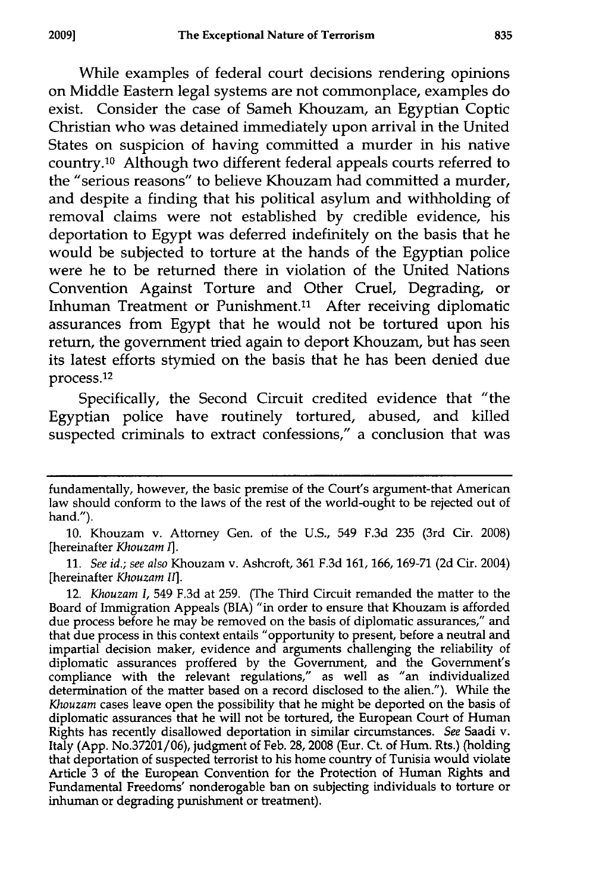While examples of federal court decisions rendering opinions on Middle Eastern legal systems are not commonplace, examples do exist. Consider the case of Sameh Khouzam, an Egyptian Coptic Christian who was detained immediately upon arrival in the United States on suspicion of having committed a murder in his native country.[10] Although two different federal appeals courts referred to the "serious reasons" to believe Khouzam had committed a murder, and despite a finding that his political asylum and withholding of removal claims were not established by credible evidence, his deportation to Egypt was deferred indefinitely on the basis that he would be subjected to torture at the hands of the Egyptian police were he to be returned there in violation of the United Nations Convention Against Torture and Other Cruel, Degrading, or Inhuman Treatment or Punishment.[11] After receiving diplomatic assurances from Egypt that he would not be tortured upon his return, the government tried again to deport Khouzam, but has seen its latest efforts stymied on the basis that he has been denied due process.[12]

Specifically, the Second Circuit credited evidence that "the Egyptian police have routinely tortured, abused, and killed suspected criminals to extract confessions," a conclusion that was

---

fundamentally, however, the basic premise of the Court's argument-that American law should conform to the laws of the rest of the world-ought to be rejected out of hand.").

10. Khouzam v. Attorney Gen. of the U.S., 549 F.3d 235 (3rd Cir. 2008) [hereinafter *Khouzam I*].

11. *See id.*; *see also* Khouzam v. Ashcroft, 361 F.3d 161, 166, 169-71 (2d Cir. 2004) [hereinafter *Khouzam II*].

12. *Khouzam I*, 549 F.3d at 259. (The Third Circuit remanded the matter to the Board of Immigration Appeals (BIA) "in order to ensure that Khouzam is afforded due process before he may be removed on the basis of diplomatic assurances," and that due process in this context entails "opportunity to present, before a neutral and impartial decision maker, evidence and arguments challenging the reliability of diplomatic assurances proffered by the Government, and the Government's compliance with the relevant regulations," as well as "an individualized determination of the matter based on a record disclosed to the alien."). While the *Khouzam* cases leave open the possibility that he might be deported on the basis of diplomatic assurances that he will not be tortured, the European Court of Human Rights has recently disallowed deportation in similar circumstances. *See* Saadi v. Italy (App. No.37201/06), judgment of Feb. 28, 2008 (Eur. Ct. of Hum. Rts.) (holding that deportation of suspected terrorist to his home country of Tunisia would violate Article 3 of the European Convention for the Protection of Human Rights and Fundamental Freedoms' nonderogable ban on subjecting individuals to torture or inhuman or degrading punishment or treatment).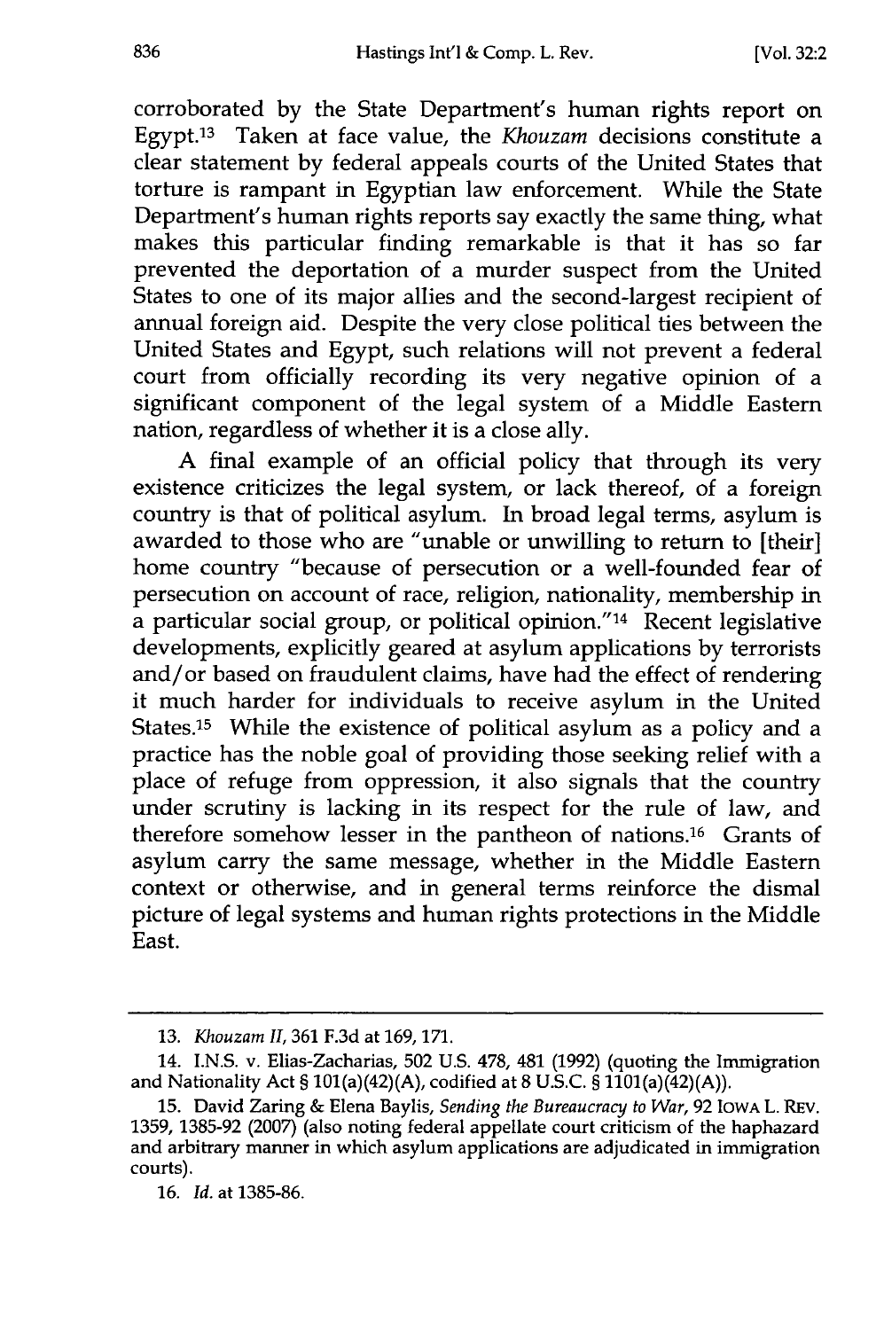corroborated by the State Department's human rights report on Egypt.[13] Taken at face value, the *Khouzam* decisions constitute a clear statement by federal appeals courts of the United States that torture is rampant in Egyptian law enforcement. While the State Department's human rights reports say exactly the same thing, what makes this particular finding remarkable is that it has so far prevented the deportation of a murder suspect from the United States to one of its major allies and the second-largest recipient of annual foreign aid. Despite the very close political ties between the United States and Egypt, such relations will not prevent a federal court from officially recording its very negative opinion of a significant component of the legal system of a Middle Eastern nation, regardless of whether it is a close ally.

A final example of an official policy that through its very existence criticizes the legal system, or lack thereof, of a foreign country is that of political asylum. In broad legal terms, asylum is awarded to those who are "unable or unwilling to return to [their] home country "because of persecution or a well-founded fear of persecution on account of race, religion, nationality, membership in a particular social group, or political opinion."[14] Recent legislative developments, explicitly geared at asylum applications by terrorists and/or based on fraudulent claims, have had the effect of rendering it much harder for individuals to receive asylum in the United States.[15] While the existence of political asylum as a policy and a practice has the noble goal of providing those seeking relief with a place of refuge from oppression, it also signals that the country under scrutiny is lacking in its respect for the rule of law, and therefore somehow lesser in the pantheon of nations.[16] Grants of asylum carry the same message, whether in the Middle Eastern context or otherwise, and in general terms reinforce the dismal picture of legal systems and human rights protections in the Middle East.

---

13. *Khouzam II*, 361 F.3d at 169, 171.

14. I.N.S. v. Elias-Zacharias, 502 U.S. 478, 481 (1992) (quoting the Immigration and Nationality Act § 101(a)(42)(A), codified at 8 U.S.C. § 1101(a)(42)(A)).

15. David Zaring & Elena Baylis, *Sending the Bureaucracy to War*, 92 IOWA L. REV. 1359, 1385-92 (2007) (also noting federal appellate court criticism of the haphazard and arbitrary manner in which asylum applications are adjudicated in immigration courts).

16. *Id.* at 1385-86.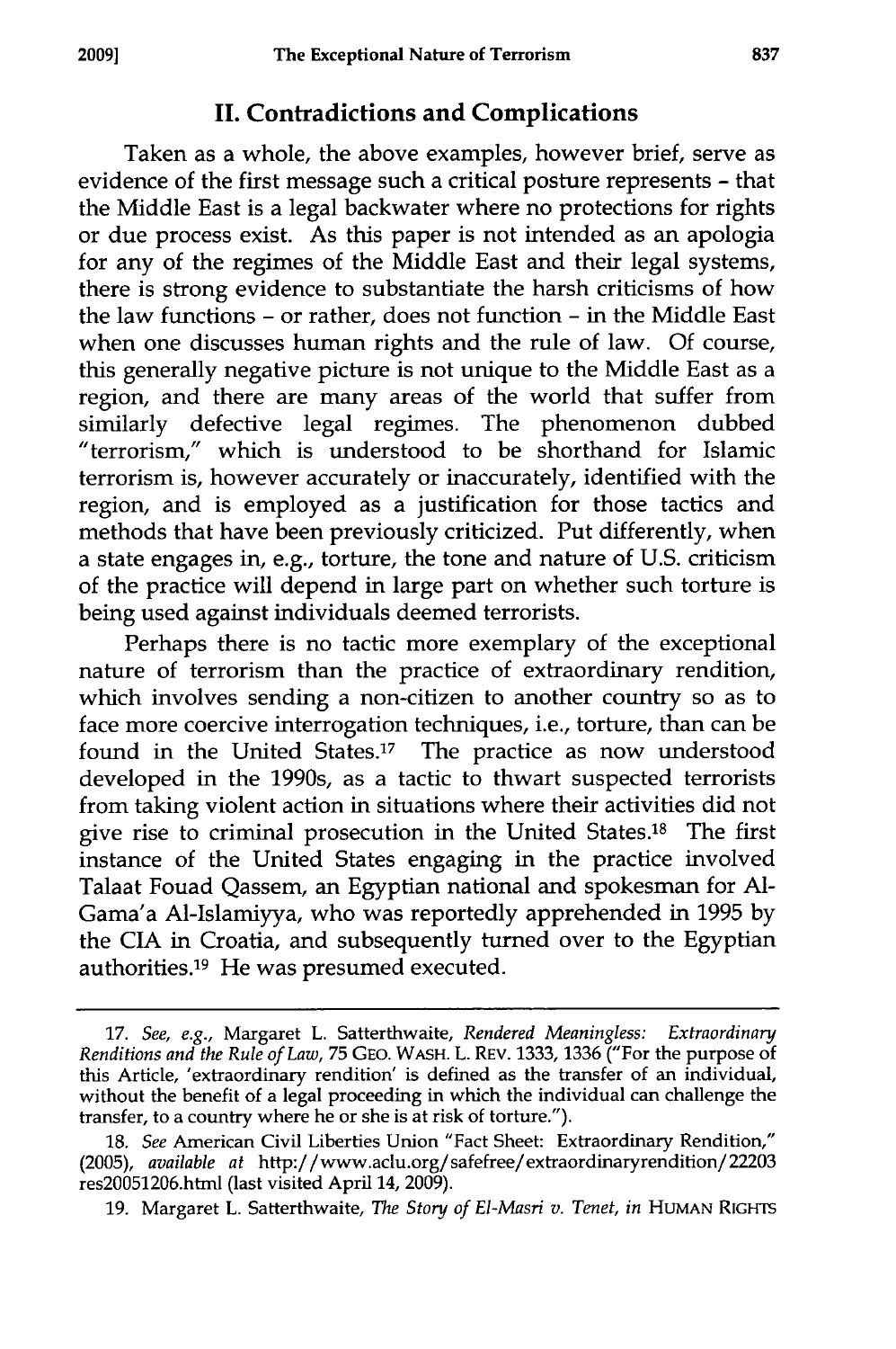## II. Contradictions and Complications

Taken as a whole, the above examples, however brief, serve as evidence of the first message such a critical posture represents - that the Middle East is a legal backwater where no protections for rights or due process exist. As this paper is not intended as an apologia for any of the regimes of the Middle East and their legal systems, there is strong evidence to substantiate the harsh criticisms of how the law functions - or rather, does not function - in the Middle East when one discusses human rights and the rule of law. Of course, this generally negative picture is not unique to the Middle East as a region, and there are many areas of the world that suffer from similarly defective legal regimes. The phenomenon dubbed "terrorism," which is understood to be shorthand for Islamic terrorism is, however accurately or inaccurately, identified with the region, and is employed as a justification for those tactics and methods that have been previously criticized. Put differently, when a state engages in, e.g., torture, the tone and nature of U.S. criticism of the practice will depend in large part on whether such torture is being used against individuals deemed terrorists.

Perhaps there is no tactic more exemplary of the exceptional nature of terrorism than the practice of extraordinary rendition, which involves sending a non-citizen to another country so as to face more coercive interrogation techniques, i.e., torture, than can be found in the United States.[17] The practice as now understood developed in the 1990s, as a tactic to thwart suspected terrorists from taking violent action in situations where their activities did not give rise to criminal prosecution in the United States.[18] The first instance of the United States engaging in the practice involved Talaat Fouad Qassem, an Egyptian national and spokesman for Al-Gama'a Al-Islamiyya, who was reportedly apprehended in 1995 by the CIA in Croatia, and subsequently turned over to the Egyptian authorities.[19] He was presumed executed.

---

17. *See, e.g.*, Margaret L. Satterthwaite, *Rendered Meaningless: Extraordinary Renditions and the Rule of Law*, 75 GEO. WASH. L. REV. 1333, 1336 ("For the purpose of this Article, 'extraordinary rendition' is defined as the transfer of an individual, without the benefit of a legal proceeding in which the individual can challenge the transfer, to a country where he or she is at risk of torture.").

18. *See* American Civil Liberties Union "Fact Sheet: Extraordinary Rendition," (2005), *available at* http://www.aclu.org/safefree/extraordinaryrendition/22203res20051206.html (last visited April 14, 2009).

19. Margaret L. Satterthwaite, *The Story of El-Masri v. Tenet*, *in* HUMAN RIGHTS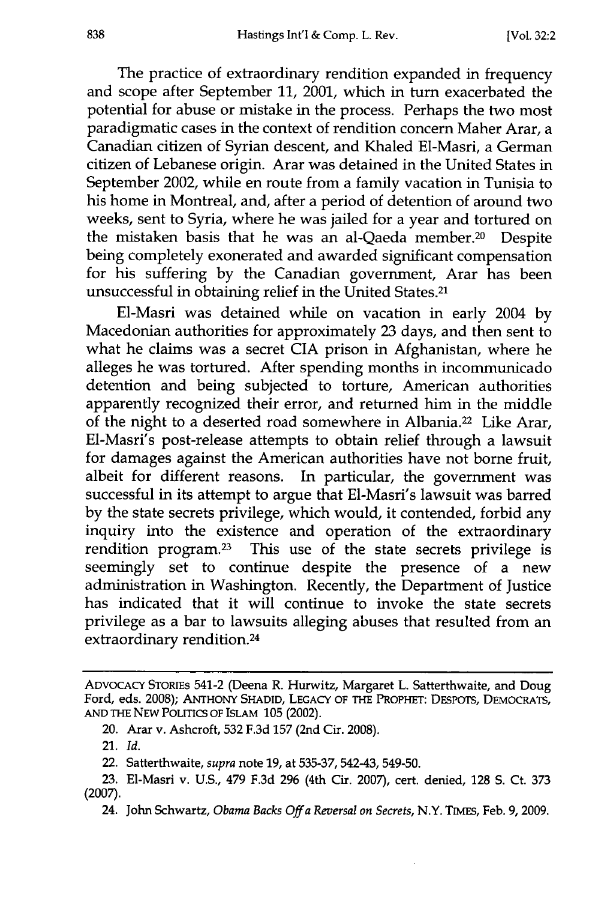The practice of extraordinary rendition expanded in frequency and scope after September 11, 2001, which in turn exacerbated the potential for abuse or mistake in the process. Perhaps the two most paradigmatic cases in the context of rendition concern Maher Arar, a Canadian citizen of Syrian descent, and Khaled El-Masri, a German citizen of Lebanese origin. Arar was detained in the United States in September 2002, while en route from a family vacation in Tunisia to his home in Montreal, and, after a period of detention of around two weeks, sent to Syria, where he was jailed for a year and tortured on the mistaken basis that he was an al-Qaeda member.[20] Despite being completely exonerated and awarded significant compensation for his suffering by the Canadian government, Arar has been unsuccessful in obtaining relief in the United States.[21]

El-Masri was detained while on vacation in early 2004 by Macedonian authorities for approximately 23 days, and then sent to what he claims was a secret CIA prison in Afghanistan, where he alleges he was tortured. After spending months in incommunicado detention and being subjected to torture, American authorities apparently recognized their error, and returned him in the middle of the night to a deserted road somewhere in Albania.[22] Like Arar, El-Masri's post-release attempts to obtain relief through a lawsuit for damages against the American authorities have not borne fruit, albeit for different reasons. In particular, the government was successful in its attempt to argue that El-Masri's lawsuit was barred by the state secrets privilege, which would, it contended, forbid any inquiry into the existence and operation of the extraordinary rendition program.[23] This use of the state secrets privilege is seemingly set to continue despite the presence of a new administration in Washington. Recently, the Department of Justice has indicated that it will continue to invoke the state secrets privilege as a bar to lawsuits alleging abuses that resulted from an extraordinary rendition.[24]

---

ADVOCACY STORIES 541-2 (Deena R. Hurwitz, Margaret L. Satterthwaite, and Doug Ford, eds. 2008); ANTHONY SHADID, LEGACY OF THE PROPHET: DESPOTS, DEMOCRATS, AND THE NEW POLITICS OF ISLAM 105 (2002).

20. Arar v. Ashcroft, 532 F.3d 157 (2nd Cir. 2008).

21. *Id.*

22. Satterthwaite, *supra* note 19, at 535-37, 542-43, 549-50.

23. El-Masri v. U.S., 479 F.3d 296 (4th Cir. 2007), cert. denied, 128 S. Ct. 373 (2007).

24. John Schwartz, *Obama Backs Off a Reversal on Secrets*, N.Y. TIMES, Feb. 9, 2009.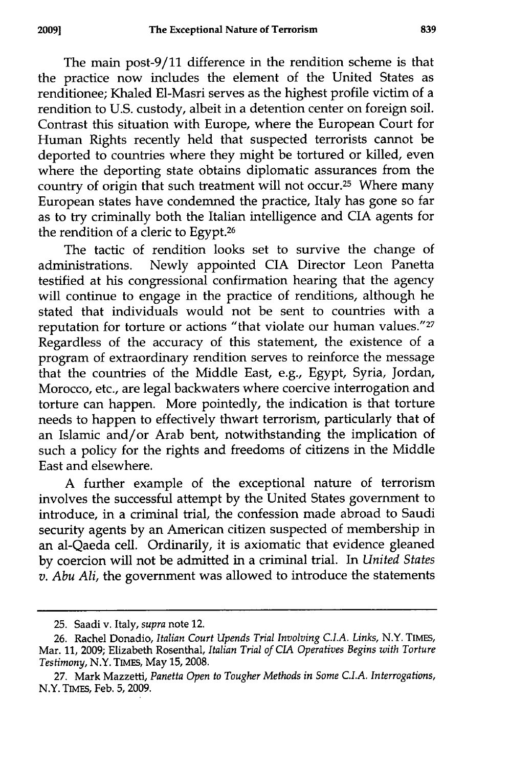The main post-9/11 difference in the rendition scheme is that the practice now includes the element of the United States as renditionee; Khaled El-Masri serves as the highest profile victim of a rendition to U.S. custody, albeit in a detention center on foreign soil. Contrast this situation with Europe, where the European Court for Human Rights recently held that suspected terrorists cannot be deported to countries where they might be tortured or killed, even where the deporting state obtains diplomatic assurances from the country of origin that such treatment will not occur.[25] Where many European states have condemned the practice, Italy has gone so far as to try criminally both the Italian intelligence and CIA agents for the rendition of a cleric to Egypt.[26]

The tactic of rendition looks set to survive the change of administrations. Newly appointed CIA Director Leon Panetta testified at his congressional confirmation hearing that the agency will continue to engage in the practice of renditions, although he stated that individuals would not be sent to countries with a reputation for torture or actions "that violate our human values."[27] Regardless of the accuracy of this statement, the existence of a program of extraordinary rendition serves to reinforce the message that the countries of the Middle East, e.g., Egypt, Syria, Jordan, Morocco, etc., are legal backwaters where coercive interrogation and torture can happen. More pointedly, the indication is that torture needs to happen to effectively thwart terrorism, particularly that of an Islamic and/or Arab bent, notwithstanding the implication of such a policy for the rights and freedoms of citizens in the Middle East and elsewhere.

A further example of the exceptional nature of terrorism involves the successful attempt by the United States government to introduce, in a criminal trial, the confession made abroad to Saudi security agents by an American citizen suspected of membership in an al-Qaeda cell. Ordinarily, it is axiomatic that evidence gleaned by coercion will not be admitted in a criminal trial. In *United States v. Abu Ali*, the government was allowed to introduce the statements

---

25. Saadi v. Italy, *supra* note 12.

26. Rachel Donadio, *Italian Court Upends Trial Involving C.I.A. Links*, N.Y. TIMES, Mar. 11, 2009; Elizabeth Rosenthal, *Italian Trial of CIA Operatives Begins with Torture Testimony*, N.Y. TIMES, May 15, 2008.

27. Mark Mazzetti, *Panetta Open to Tougher Methods in Some C.I.A. Interrogations*, N.Y. TIMES, Feb. 5, 2009.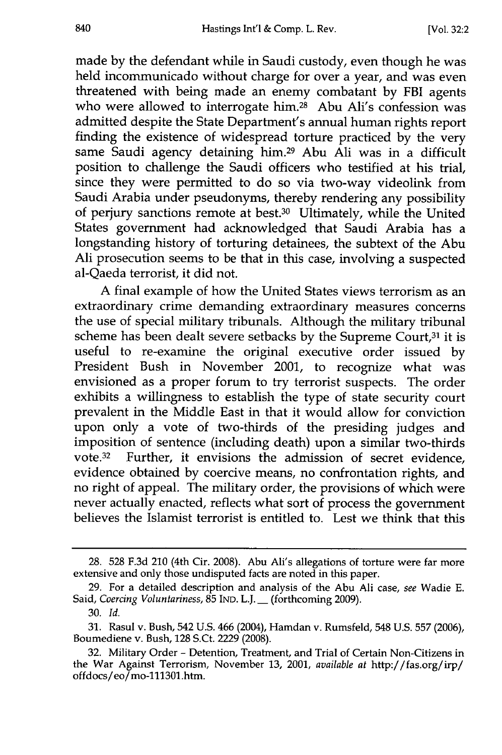made by the defendant while in Saudi custody, even though he was held incommunicado without charge for over a year, and was even threatened with being made an enemy combatant by FBI agents who were allowed to interrogate him.[28] Abu Ali's confession was admitted despite the State Department's annual human rights report finding the existence of widespread torture practiced by the very same Saudi agency detaining him.[29] Abu Ali was in a difficult position to challenge the Saudi officers who testified at his trial, since they were permitted to do so via two-way videolink from Saudi Arabia under pseudonyms, thereby rendering any possibility of perjury sanctions remote at best.[30] Ultimately, while the United States government had acknowledged that Saudi Arabia has a longstanding history of torturing detainees, the subtext of the Abu Ali prosecution seems to be that in this case, involving a suspected al-Qaeda terrorist, it did not.

A final example of how the United States views terrorism as an extraordinary crime demanding extraordinary measures concerns the use of special military tribunals. Although the military tribunal scheme has been dealt severe setbacks by the Supreme Court,[31] it is useful to re-examine the original executive order issued by President Bush in November 2001, to recognize what was envisioned as a proper forum to try terrorist suspects. The order exhibits a willingness to establish the type of state security court prevalent in the Middle East in that it would allow for conviction upon only a vote of two-thirds of the presiding judges and imposition of sentence (including death) upon a similar two-thirds vote.[32] Further, it envisions the admission of secret evidence, evidence obtained by coercive means, no confrontation rights, and no right of appeal. The military order, the provisions of which were never actually enacted, reflects what sort of process the government believes the Islamist terrorist is entitled to. Lest we think that this

---

28. 528 F.3d 210 (4th Cir. 2008). Abu Ali's allegations of torture were far more extensive and only those undisputed facts are noted in this paper.

29. For a detailed description and analysis of the Abu Ali case, *see* Wadie E. Said, *Coercing Voluntariness*, 85 IND. L.J. __ (forthcoming 2009).

30. *Id.*

31. Rasul v. Bush, 542 U.S. 466 (2004), Hamdan v. Rumsfeld, 548 U.S. 557 (2006), Boumediene v. Bush, 128 S.Ct. 2229 (2008).

32. Military Order - Detention, Treatment, and Trial of Certain Non-Citizens in the War Against Terrorism, November 13, 2001, *available at* http://fas.org/irp/offdocs/eo/mo-111301.htm.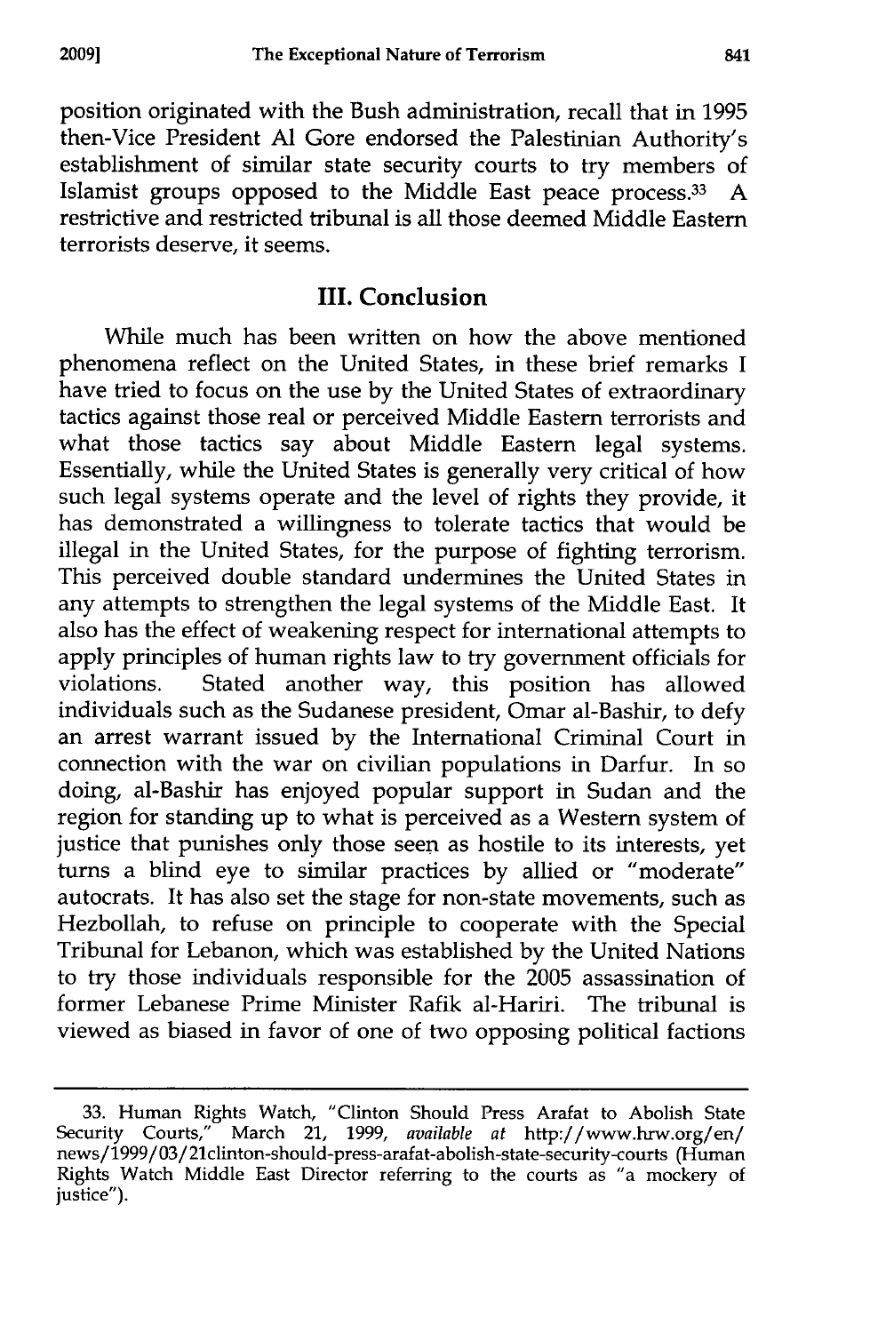position originated with the Bush administration, recall that in 1995 then-Vice President Al Gore endorsed the Palestinian Authority's establishment of similar state security courts to try members of Islamist groups opposed to the Middle East peace process.[33] A restrictive and restricted tribunal is all those deemed Middle Eastern terrorists deserve, it seems.

## III. Conclusion

While much has been written on how the above mentioned phenomena reflect on the United States, in these brief remarks I have tried to focus on the use by the United States of extraordinary tactics against those real or perceived Middle Eastern terrorists and what those tactics say about Middle Eastern legal systems. Essentially, while the United States is generally very critical of how such legal systems operate and the level of rights they provide, it has demonstrated a willingness to tolerate tactics that would be illegal in the United States, for the purpose of fighting terrorism. This perceived double standard undermines the United States in any attempts to strengthen the legal systems of the Middle East. It also has the effect of weakening respect for international attempts to apply principles of human rights law to try government officials for violations. Stated another way, this position has allowed individuals such as the Sudanese president, Omar al-Bashir, to defy an arrest warrant issued by the International Criminal Court in connection with the war on civilian populations in Darfur. In so doing, al-Bashir has enjoyed popular support in Sudan and the region for standing up to what is perceived as a Western system of justice that punishes only those seen as hostile to its interests, yet turns a blind eye to similar practices by allied or "moderate" autocrats. It has also set the stage for non-state movements, such as Hezbollah, to refuse on principle to cooperate with the Special Tribunal for Lebanon, which was established by the United Nations to try those individuals responsible for the 2005 assassination of former Lebanese Prime Minister Rafik al-Hariri. The tribunal is viewed as biased in favor of one of two opposing political factions

---

33. Human Rights Watch, "Clinton Should Press Arafat to Abolish State Security Courts," March 21, 1999, *available at* http://www.hrw.org/en/news/1999/03/21clinton-should-press-arafat-abolish-state-security-courts (Human Rights Watch Middle East Director referring to the courts as "a mockery of justice").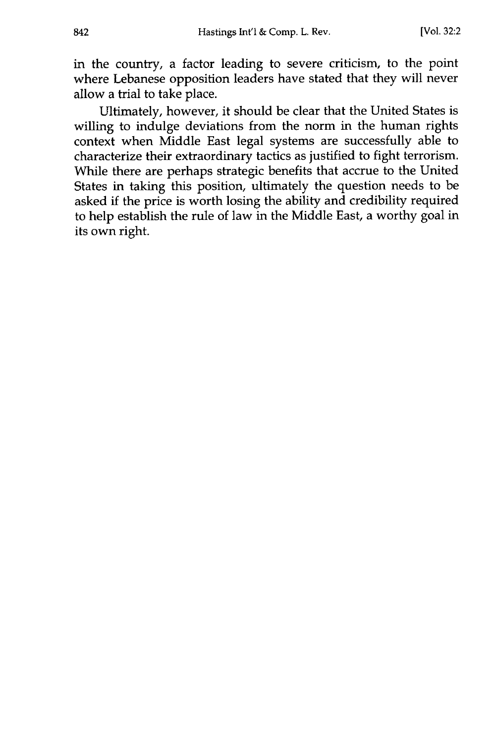in the country, a factor leading to severe criticism, to the point where Lebanese opposition leaders have stated that they will never allow a trial to take place.

Ultimately, however, it should be clear that the United States is willing to indulge deviations from the norm in the human rights context when Middle East legal systems are successfully able to characterize their extraordinary tactics as justified to fight terrorism. While there are perhaps strategic benefits that accrue to the United States in taking this position, ultimately the question needs to be asked if the price is worth losing the ability and credibility required to help establish the rule of law in the Middle East, a worthy goal in its own right.